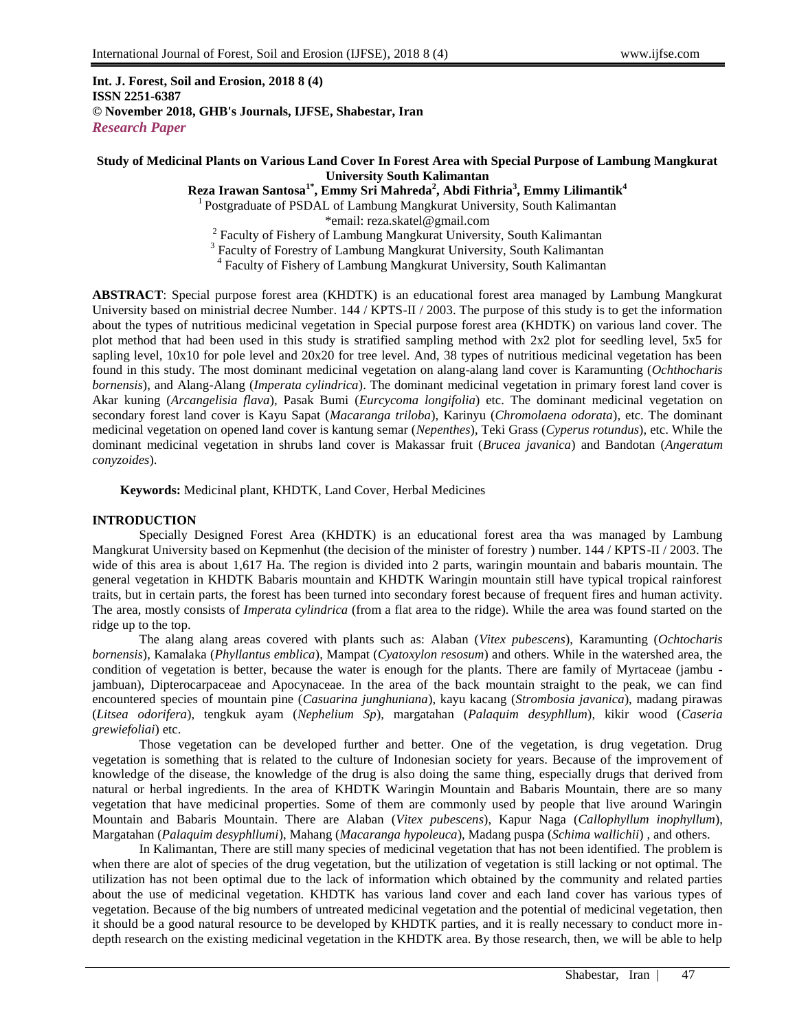**Int. J. Forest, Soil and Erosion, 2018 8 (4)**
**ISSN 2251-6387**
**© November 2018, GHB's Journals, IJFSE, Shabestar, Iran**
***Research Paper***

# Study of Medicinal Plants on Various Land Cover In Forest Area with Special Purpose of Lambung Mangkurat University South Kalimantan

**Reza Irawan Santosa[1*], Emmy Sri Mahreda[2], Abdi Fithria[3], Emmy Lilimantik[4]**

[1] Postgraduate of PSDAL of Lambung Mangkurat University, South Kalimantan
*email: reza.skatel@gmail.com
[2] Faculty of Fishery of Lambung Mangkurat University, South Kalimantan
[3] Faculty of Forestry of Lambung Mangkurat University, South Kalimantan
[4] Faculty of Fishery of Lambung Mangkurat University, South Kalimantan

**ABSTRACT**: Special purpose forest area (KHDTK) is an educational forest area managed by Lambung Mangkurat University based on ministrial decree Number. 144 / KPTS-II / 2003. The purpose of this study is to get the information about the types of nutritious medicinal vegetation in Special purpose forest area (KHDTK) on various land cover. The plot method that had been used in this study is stratified sampling method with 2x2 plot for seedling level, 5x5 for sapling level, 10x10 for pole level and 20x20 for tree level. And, 38 types of nutritious medicinal vegetation has been found in this study. The most dominant medicinal vegetation on alang-alang land cover is Karamunting (*Ochthocharis bornensis*), and Alang-Alang (*Imperata cylindrica*). The dominant medicinal vegetation in primary forest land cover is Akar kuning (*Arcangelisia flava*), Pasak Bumi (*Eurcycoma longifolia*) etc. The dominant medicinal vegetation on secondary forest land cover is Kayu Sapat (*Macaranga triloba*), Karinyu (*Chromolaena odorata*), etc. The dominant medicinal vegetation on opened land cover is kantung semar (*Nepenthes*), Teki Grass (*Cyperus rotundus*), etc. While the dominant medicinal vegetation in shrubs land cover is Makassar fruit (*Brucea javanica*) and Bandotan (*Angeratum conyzoides*).

**Keywords:** Medicinal plant, KHDTK, Land Cover, Herbal Medicines

## INTRODUCTION

Specially Designed Forest Area (KHDTK) is an educational forest area tha was managed by Lambung Mangkurat University based on Kepmenhut (the decision of the minister of forestry ) number. 144 / KPTS-II / 2003. The wide of this area is about 1,617 Ha. The region is divided into 2 parts, waringin mountain and babaris mountain. The general vegetation in KHDTK Babaris mountain and KHDTK Waringin mountain still have typical tropical rainforest traits, but in certain parts, the forest has been turned into secondary forest because of frequent fires and human activity. The area, mostly consists of *Imperata cylindrica* (from a flat area to the ridge). While the area was found started on the ridge up to the top.

The alang alang areas covered with plants such as: Alaban (*Vitex pubescens*), Karamunting (*Ochtocharis bornensis*), Kamalaka (*Phyllantus emblica*), Mampat (*Cyatoxylon resosum*) and others. While in the watershed area, the condition of vegetation is better, because the water is enough for the plants. There are family of Myrtaceae (jambu - jambuan), Dipterocarpaceae and Apocynaceae. In the area of the back mountain straight to the peak, we can find encountered species of mountain pine (*Casuarina junghuniana*), kayu kacang (*Strombosia javanica*), madang pirawas (*Litsea odorifera*), tengkuk ayam (*Nephelium Sp*), margatahan (*Palaquim desyphllum*), kikir wood (*Caseria grewiefoliai*) etc.

Those vegetation can be developed further and better. One of the vegetation, is drug vegetation. Drug vegetation is something that is related to the culture of Indonesian society for years. Because of the improvement of knowledge of the disease, the knowledge of the drug is also doing the same thing, especially drugs that derived from natural or herbal ingredients. In the area of KHDTK Waringin Mountain and Babaris Mountain, there are so many vegetation that have medicinal properties. Some of them are commonly used by people that live around Waringin Mountain and Babaris Mountain. There are Alaban (*Vitex pubescens*), Kapur Naga (*Callophyllum inophyllum*), Margatahan (*Palaquim desyphllumi*), Mahang (*Macaranga hypoleuca*), Madang puspa (*Schima wallichii*) , and others.

In Kalimantan, There are still many species of medicinal vegetation that has not been identified. The problem is when there are alot of species of the drug vegetation, but the utilization of vegetation is still lacking or not optimal. The utilization has not been optimal due to the lack of information which obtained by the community and related parties about the use of medicinal vegetation. KHDTK has various land cover and each land cover has various types of vegetation. Because of the big numbers of untreated medicinal vegetation and the potential of medicinal vegetation, then it should be a good natural resource to be developed by KHDTK parties, and it is really necessary to conduct more in-depth research on the existing medicinal vegetation in the KHDTK area. By those research, then, we will be able to help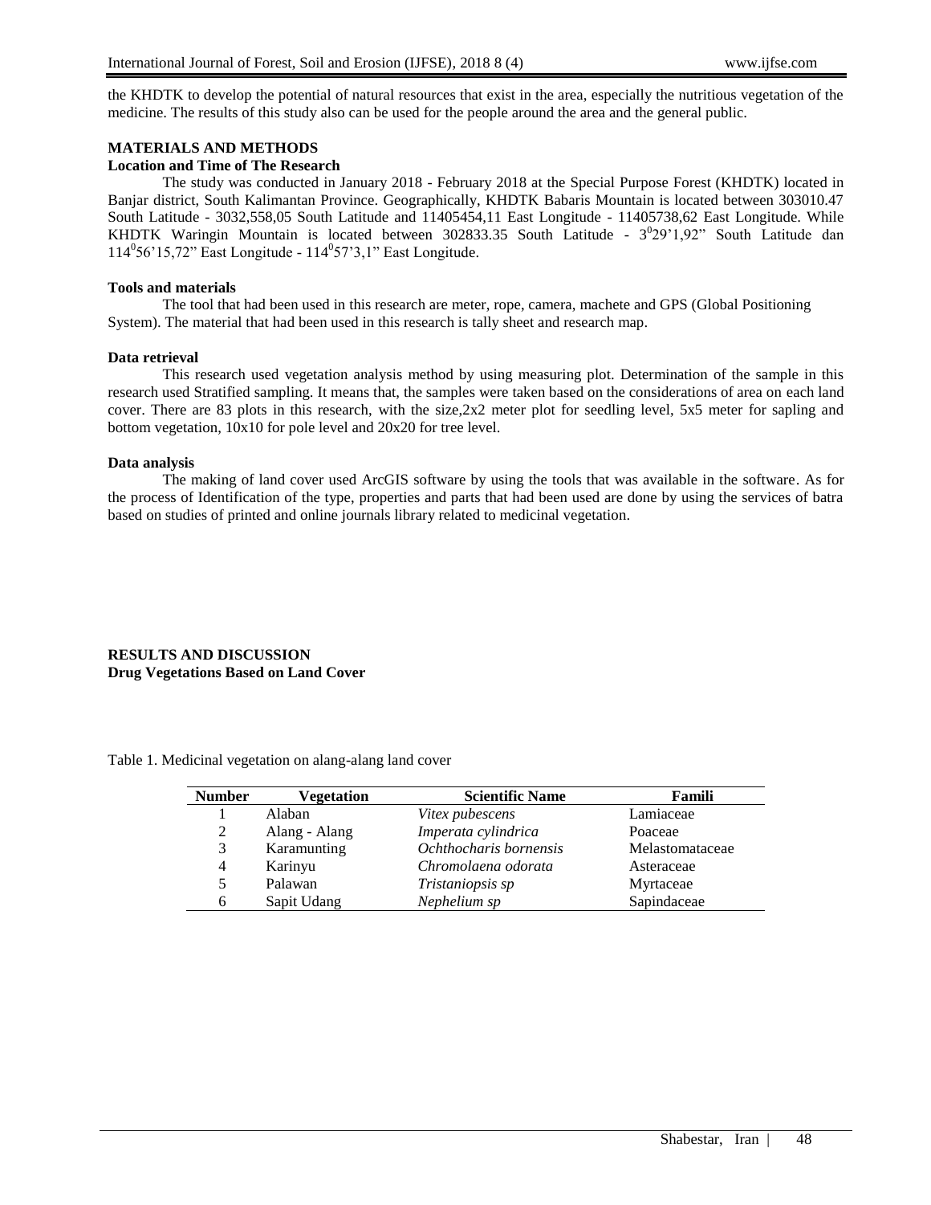the KHDTK to develop the potential of natural resources that exist in the area, especially the nutritious vegetation of the medicine. The results of this study also can be used for the people around the area and the general public.

## MATERIALS AND METHODS

### Location and Time of The Research

The study was conducted in January 2018 - February 2018 at the Special Purpose Forest (KHDTK) located in Banjar district, South Kalimantan Province. Geographically, KHDTK Babaris Mountain is located between 303010.47 South Latitude - 3032,558,05 South Latitude and 11405454,11 East Longitude - 11405738,62 East Longitude. While KHDTK Waringin Mountain is located between 302833.35 South Latitude - $3^0$29'1,92" South Latitude dan $114^0$56'15,72" East Longitude - $114^0$57'3,1" East Longitude.

### Tools and materials

The tool that had been used in this research are meter, rope, camera, machete and GPS (Global Positioning System). The material that had been used in this research is tally sheet and research map.

### Data retrieval

This research used vegetation analysis method by using measuring plot. Determination of the sample in this research used Stratified sampling. It means that, the samples were taken based on the considerations of area on each land cover. There are 83 plots in this research, with the size,2x2 meter plot for seedling level, 5x5 meter for sapling and bottom vegetation, 10x10 for pole level and 20x20 for tree level.

### Data analysis

The making of land cover used ArcGIS software by using the tools that was available in the software. As for the process of Identification of the type, properties and parts that had been used are done by using the services of batra based on studies of printed and online journals library related to medicinal vegetation.

## RESULTS AND DISCUSSION

### Drug Vegetations Based on Land Cover

Table 1. Medicinal vegetation on alang-alang land cover

| Number | Vegetation | Scientific Name | Famili |
|---|---|---|---|
| 1 | Alaban | *Vitex pubescens* | Lamiaceae |
| 2 | Alang - Alang | *Imperata cylindrica* | Poaceae |
| 3 | Karamunting | *Ochthocharis bornensis* | Melastomataceae |
| 4 | Karinyu | *Chromolaena odorata* | Asteraceae |
| 5 | Palawan | *Tristaniopsis sp* | Myrtaceae |
| 6 | Sapit Udang | *Nephelium sp* | Sapindaceae |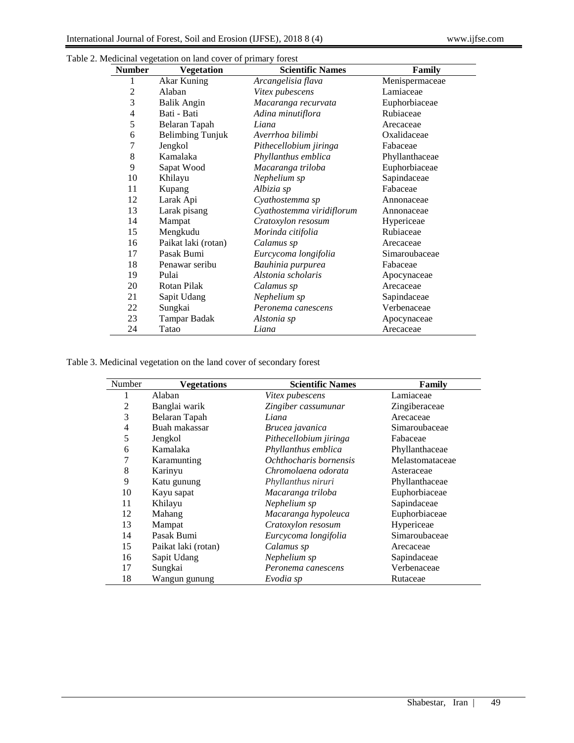Table 2. Medicinal vegetation on land cover of primary forest

| Number | Vegetation | Scientific Names | Family |
|---|---|---|---|
| 1 | Akar Kuning | *Arcangelisia flava* | Menispermaceae |
| 2 | Alaban | *Vitex pubescens* | Lamiaceae |
| 3 | Balik Angin | *Macaranga recurvata* | Euphorbiaceae |
| 4 | Bati - Bati | *Adina minutiflora* | Rubiaceae |
| 5 | Belaran Tapah | *Liana* | Arecaceae |
| 6 | Belimbing Tunjuk | *Averrhoa bilimbi* | Oxalidaceae |
| 7 | Jengkol | *Pithecellobium jiringa* | Fabaceae |
| 8 | Kamalaka | *Phyllanthus emblica* | Phyllanthaceae |
| 9 | Sapat Wood | *Macaranga triloba* | Euphorbiaceae |
| 10 | Khilayu | *Nephelium sp* | Sapindaceae |
| 11 | Kupang | *Albizia sp* | Fabaceae |
| 12 | Larak Api | *Cyathostemma sp* | Annonaceae |
| 13 | Larak pisang | *Cyathostemma viridiflorum* | Annonaceae |
| 14 | Mampat | *Cratoxylon resosum* | Hypericeae |
| 15 | Mengkudu | *Morinda citifolia* | Rubiaceae |
| 16 | Paikat laki (rotan) | *Calamus sp* | Arecaceae |
| 17 | Pasak Bumi | *Eurcycoma longifolia* | Simaroubaceae |
| 18 | Penawar seribu | *Bauhinia purpurea* | Fabaceae |
| 19 | Pulai | *Alstonia scholaris* | Apocynaceae |
| 20 | Rotan Pilak | *Calamus sp* | Arecaceae |
| 21 | Sapit Udang | *Nephelium sp* | Sapindaceae |
| 22 | Sungkai | *Peronema canescens* | Verbenaceae |
| 23 | Tampar Badak | *Alstonia sp* | Apocynaceae |
| 24 | Tatao | *Liana* | Arecaceae |

Table 3. Medicinal vegetation on the land cover of secondary forest

| Number | Vegetations | Scientific Names | Family |
|---|---|---|---|
| 1 | Alaban | *Vitex pubescens* | Lamiaceae |
| 2 | Banglai warik | *Zingiber cassumunar* | Zingiberaceae |
| 3 | Belaran Tapah | *Liana* | Arecaceae |
| 4 | Buah makassar | *Brucea javanica* | Simaroubaceae |
| 5 | Jengkol | *Pithecellobium jiringa* | Fabaceae |
| 6 | Kamalaka | *Phyllanthus emblica* | Phyllanthaceae |
| 7 | Karamunting | *Ochthocharis bornensis* | Melastomataceae |
| 8 | Karinyu | *Chromolaena odorata* | Asteraceae |
| 9 | Katu gunung | *Phyllanthus niruri* | Phyllanthaceae |
| 10 | Kayu sapat | *Macaranga triloba* | Euphorbiaceae |
| 11 | Khilayu | *Nephelium sp* | Sapindaceae |
| 12 | Mahang | *Macaranga hypoleuca* | Euphorbiaceae |
| 13 | Mampat | *Cratoxylon resosum* | Hypericeae |
| 14 | Pasak Bumi | *Eurcycoma longifolia* | Simaroubaceae |
| 15 | Paikat laki (rotan) | *Calamus sp* | Arecaceae |
| 16 | Sapit Udang | *Nephelium sp* | Sapindaceae |
| 17 | Sungkai | *Peronema canescens* | Verbenaceae |
| 18 | Wangun gunung | *Evodia sp* | Rutaceae |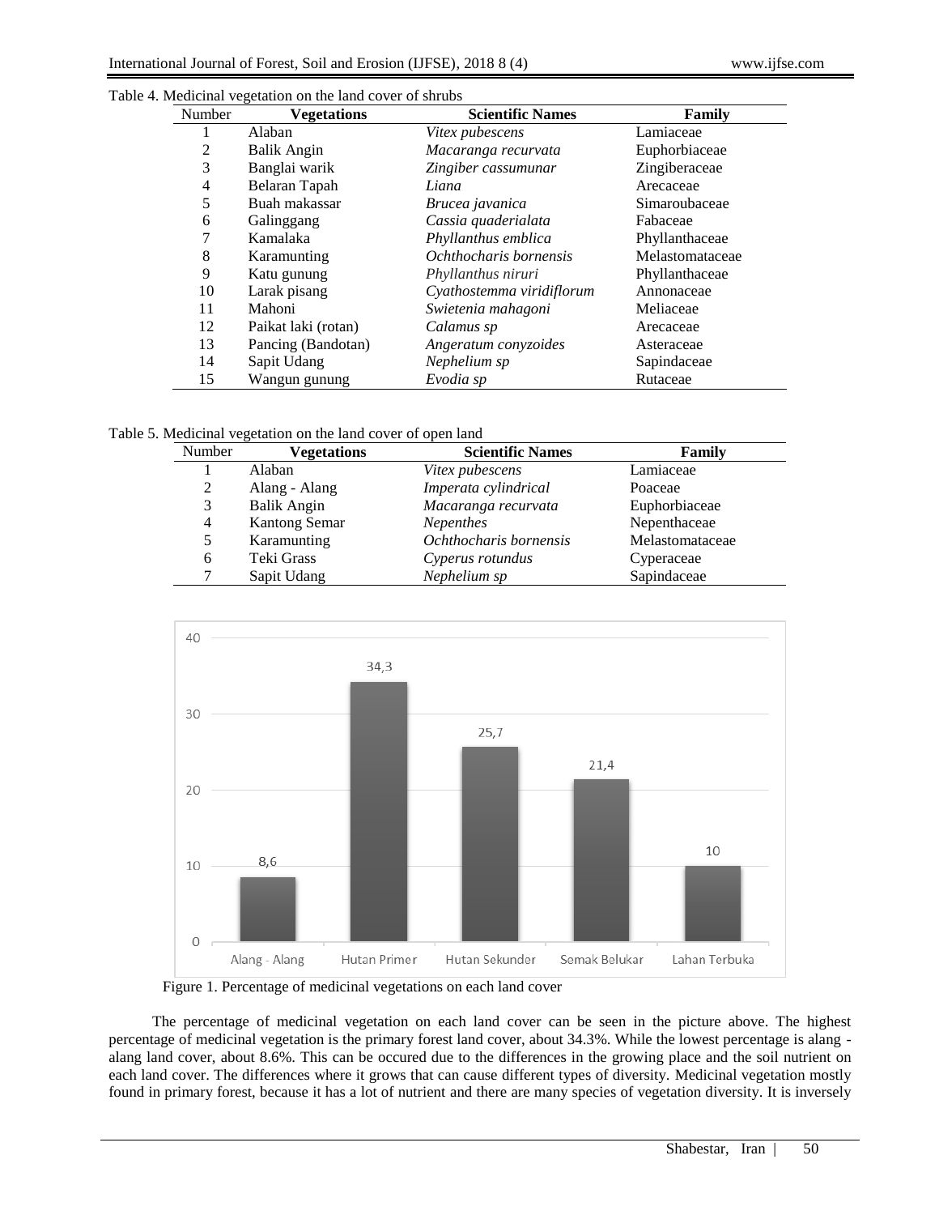Table 4. Medicinal vegetation on the land cover of shrubs

| Number | Vegetations | Scientific Names | Family |
|---|---|---|---|
| 1 | Alaban | *Vitex pubescens* | Lamiaceae |
| 2 | Balik Angin | *Macaranga recurvata* | Euphorbiaceae |
| 3 | Banglai warik | *Zingiber cassumunar* | Zingiberaceae |
| 4 | Belaran Tapah | *Liana* | Arecaceae |
| 5 | Buah makassar | *Brucea javanica* | Simaroubaceae |
| 6 | Galinggang | *Cassia quaderialata* | Fabaceae |
| 7 | Kamalaka | *Phyllanthus emblica* | Phyllanthaceae |
| 8 | Karamunting | *Ochthocharis bornensis* | Melastomataceae |
| 9 | Katu gunung | *Phyllanthus niruri* | Phyllanthaceae |
| 10 | Larak pisang | *Cyathostemma viridiflorum* | Annonaceae |
| 11 | Mahoni | *Swietenia mahagoni* | Meliaceae |
| 12 | Paikat laki (rotan) | *Calamus sp* | Arecaceae |
| 13 | Pancing (Bandotan) | *Angeratum conyzoides* | Asteraceae |
| 14 | Sapit Udang | *Nephelium sp* | Sapindaceae |
| 15 | Wangun gunung | *Evodia sp* | Rutaceae |

Table 5. Medicinal vegetation on the land cover of open land

| Number | Vegetations | Scientific Names | Family |
|---|---|---|---|
| 1 | Alaban | *Vitex pubescens* | Lamiaceae |
| 2 | Alang - Alang | *Imperata cylindrical* | Poaceae |
| 3 | Balik Angin | *Macaranga recurvata* | Euphorbiaceae |
| 4 | Kantong Semar | *Nepenthes* | Nepenthaceae |
| 5 | Karamunting | *Ochthocharis bornensis* | Melastomataceae |
| 6 | Teki Grass | *Cyperus rotundus* | Cyperaceae |
| 7 | Sapit Udang | *Nephelium sp* | Sapindaceae |

Figure 1. Percentage of medicinal vegetations on each land cover

The percentage of medicinal vegetation on each land cover can be seen in the picture above. The highest percentage of medicinal vegetation is the primary forest land cover, about 34.3%. While the lowest percentage is alang - alang land cover, about 8.6%. This can be occured due to the differences in the growing place and the soil nutrient on each land cover. The differences where it grows that can cause different types of diversity. Medicinal vegetation mostly found in primary forest, because it has a lot of nutrient and there are many species of vegetation diversity. It is inversely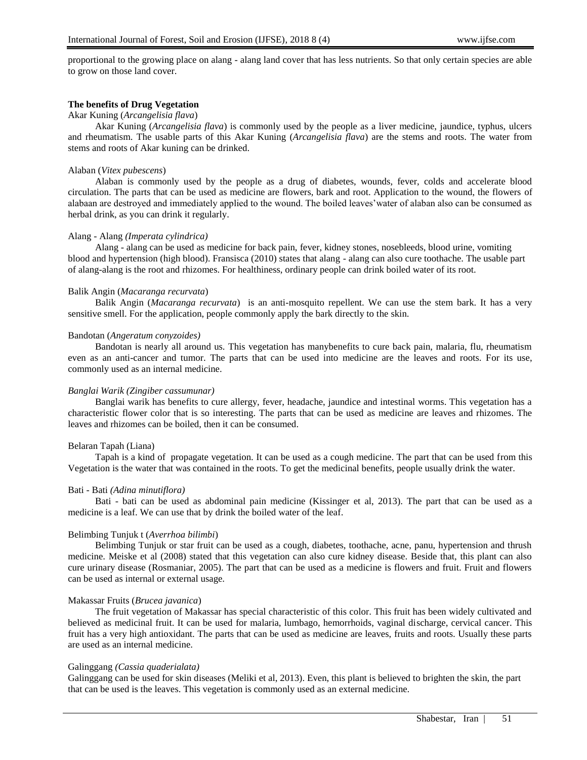proportional to the growing place on alang - alang land cover that has less nutrients. So that only certain species are able to grow on those land cover.

**The benefits of Drug Vegetation**

Akar Kuning (*Arcangelisia flava*)

Akar Kuning (*Arcangelisia flava*) is commonly used by the people as a liver medicine, jaundice, typhus, ulcers and rheumatism. The usable parts of this Akar Kuning (*Arcangelisia flava*) are the stems and roots. The water from stems and roots of Akar kuning can be drinked.

Alaban (*Vitex pubescens*)

Alaban is commonly used by the people as a drug of diabetes, wounds, fever, colds and accelerate blood circulation. The parts that can be used as medicine are flowers, bark and root. Application to the wound, the flowers of alabaan are destroyed and immediately applied to the wound. The boiled leaves'water of alaban also can be consumed as herbal drink, as you can drink it regularly.

Alang - Alang *(Imperata cylindrica)*

Alang - alang can be used as medicine for back pain, fever, kidney stones, nosebleeds, blood urine, vomiting blood and hypertension (high blood). Fransisca (2010) states that alang - alang can also cure toothache. The usable part of alang-alang is the root and rhizomes. For healthiness, ordinary people can drink boiled water of its root.

Balik Angin (*Macaranga recurvata*)

Balik Angin (*Macaranga recurvata*) is an anti-mosquito repellent. We can use the stem bark. It has a very sensitive smell. For the application, people commonly apply the bark directly to the skin.

Bandotan (*Angeratum conyzoides)*

Bandotan is nearly all around us. This vegetation has manybenefits to cure back pain, malaria, flu, rheumatism even as an anti-cancer and tumor. The parts that can be used into medicine are the leaves and roots. For its use, commonly used as an internal medicine.

*Banglai Warik (Zingiber cassumunar)*

Banglai warik has benefits to cure allergy, fever, headache, jaundice and intestinal worms. This vegetation has a characteristic flower color that is so interesting. The parts that can be used as medicine are leaves and rhizomes. The leaves and rhizomes can be boiled, then it can be consumed.

Belaran Tapah (Liana)

Tapah is a kind of propagate vegetation. It can be used as a cough medicine. The part that can be used from this Vegetation is the water that was contained in the roots. To get the medicinal benefits, people usually drink the water.

Bati - Bati *(Adina minutiflora)*

Bati - bati can be used as abdominal pain medicine (Kissinger et al, 2013). The part that can be used as a medicine is a leaf. We can use that by drink the boiled water of the leaf.

Belimbing Tunjuk t (*Averrhoa bilimbi*)

Belimbing Tunjuk or star fruit can be used as a cough, diabetes, toothache, acne, panu, hypertension and thrush medicine. Meiske et al (2008) stated that this vegetation can also cure kidney disease. Beside that, this plant can also cure urinary disease (Rosmaniar, 2005). The part that can be used as a medicine is flowers and fruit. Fruit and flowers can be used as internal or external usage.

Makassar Fruits (*Brucea javanica*)

The fruit vegetation of Makassar has special characteristic of this color. This fruit has been widely cultivated and believed as medicinal fruit. It can be used for malaria, lumbago, hemorrhoids, vaginal discharge, cervical cancer. This fruit has a very high antioxidant. The parts that can be used as medicine are leaves, fruits and roots. Usually these parts are used as an internal medicine.

Galinggang *(Cassia quaderialata)*

Galinggang can be used for skin diseases (Meliki et al, 2013). Even, this plant is believed to brighten the skin, the part that can be used is the leaves. This vegetation is commonly used as an external medicine.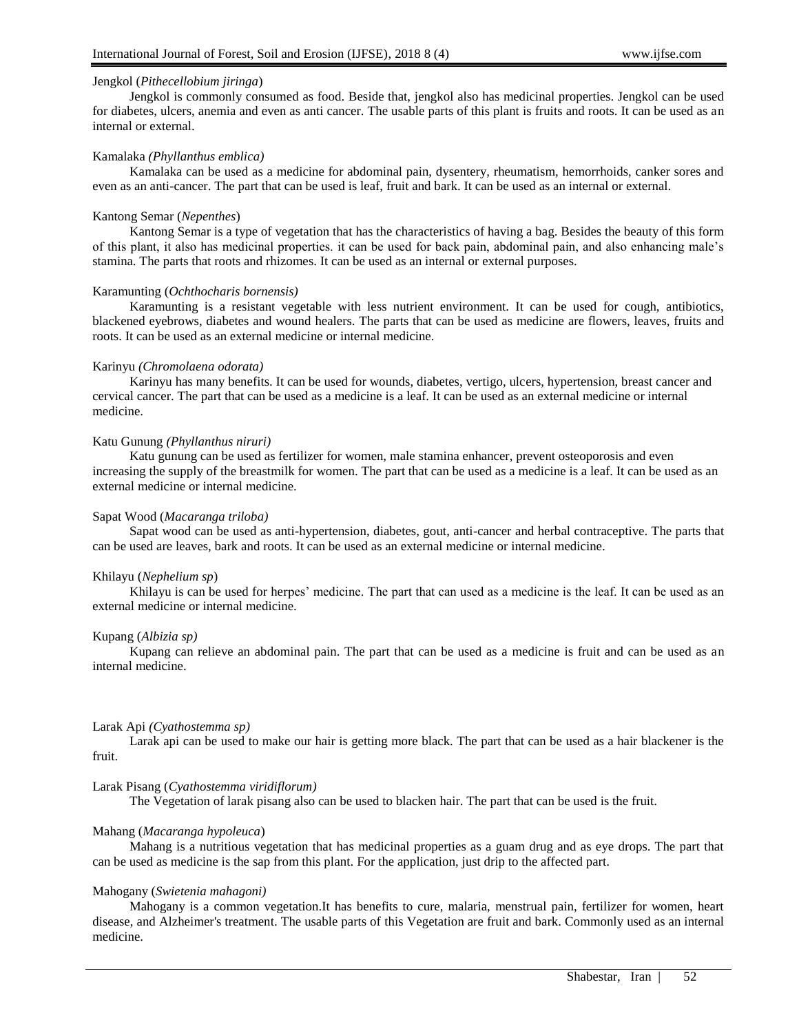Jengkol (*Pithecellobium jiringa*)

Jengkol is commonly consumed as food. Beside that, jengkol also has medicinal properties. Jengkol can be used for diabetes, ulcers, anemia and even as anti cancer. The usable parts of this plant is fruits and roots. It can be used as an internal or external.

Kamalaka *(Phyllanthus emblica)*

Kamalaka can be used as a medicine for abdominal pain, dysentery, rheumatism, hemorrhoids, canker sores and even as an anti-cancer. The part that can be used is leaf, fruit and bark. It can be used as an internal or external.

Kantong Semar (*Nepenthes*)

Kantong Semar is a type of vegetation that has the characteristics of having a bag. Besides the beauty of this form of this plant, it also has medicinal properties. it can be used for back pain, abdominal pain, and also enhancing male's stamina. The parts that roots and rhizomes. It can be used as an internal or external purposes.

Karamunting (*Ochthocharis bornensis)*

Karamunting is a resistant vegetable with less nutrient environment. It can be used for cough, antibiotics, blackened eyebrows, diabetes and wound healers. The parts that can be used as medicine are flowers, leaves, fruits and roots. It can be used as an external medicine or internal medicine.

Karinyu *(Chromolaena odorata)*

Karinyu has many benefits. It can be used for wounds, diabetes, vertigo, ulcers, hypertension, breast cancer and cervical cancer. The part that can be used as a medicine is a leaf. It can be used as an external medicine or internal medicine.

Katu Gunung *(Phyllanthus niruri)*

Katu gunung can be used as fertilizer for women, male stamina enhancer, prevent osteoporosis and even increasing the supply of the breastmilk for women. The part that can be used as a medicine is a leaf. It can be used as an external medicine or internal medicine.

Sapat Wood (*Macaranga triloba)*

Sapat wood can be used as anti-hypertension, diabetes, gout, anti-cancer and herbal contraceptive. The parts that can be used are leaves, bark and roots. It can be used as an external medicine or internal medicine.

Khilayu (*Nephelium sp*)

Khilayu is can be used for herpes' medicine. The part that can used as a medicine is the leaf. It can be used as an external medicine or internal medicine.

Kupang (*Albizia sp)*

Kupang can relieve an abdominal pain. The part that can be used as a medicine is fruit and can be used as an internal medicine.

Larak Api *(Cyathostemma sp)*

Larak api can be used to make our hair is getting more black. The part that can be used as a hair blackener is the fruit.

Larak Pisang (*Cyathostemma viridiflorum)*

The Vegetation of larak pisang also can be used to blacken hair. The part that can be used is the fruit.

Mahang (*Macaranga hypoleuca*)

Mahang is a nutritious vegetation that has medicinal properties as a guam drug and as eye drops. The part that can be used as medicine is the sap from this plant. For the application, just drip to the affected part.

Mahogany (*Swietenia mahagoni)*

Mahogany is a common vegetation.It has benefits to cure, malaria, menstrual pain, fertilizer for women, heart disease, and Alzheimer's treatment. The usable parts of this Vegetation are fruit and bark. Commonly used as an internal medicine.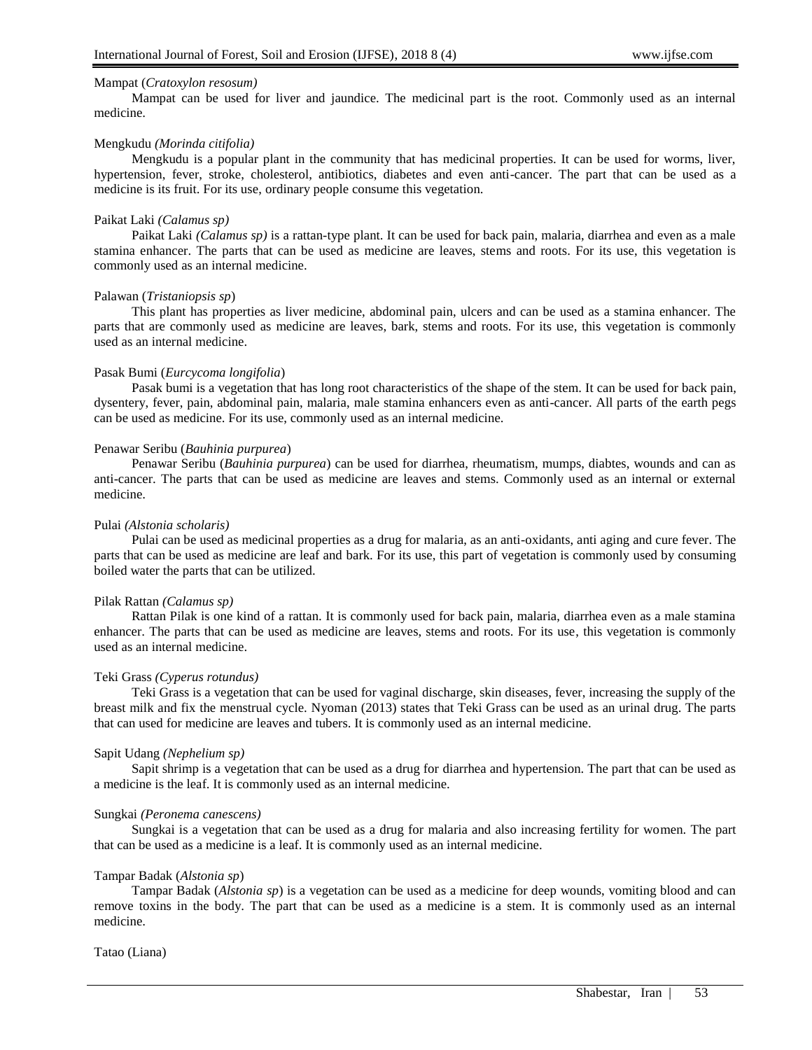Mampat (*Cratoxylon resosum)*

Mampat can be used for liver and jaundice. The medicinal part is the root. Commonly used as an internal medicine.

Mengkudu *(Morinda citifolia)*

Mengkudu is a popular plant in the community that has medicinal properties. It can be used for worms, liver, hypertension, fever, stroke, cholesterol, antibiotics, diabetes and even anti-cancer. The part that can be used as a medicine is its fruit. For its use, ordinary people consume this vegetation.

Paikat Laki *(Calamus sp)*

Paikat Laki *(Calamus sp)* is a rattan-type plant. It can be used for back pain, malaria, diarrhea and even as a male stamina enhancer. The parts that can be used as medicine are leaves, stems and roots. For its use, this vegetation is commonly used as an internal medicine.

Palawan (*Tristaniopsis sp*)

This plant has properties as liver medicine, abdominal pain, ulcers and can be used as a stamina enhancer. The parts that are commonly used as medicine are leaves, bark, stems and roots. For its use, this vegetation is commonly used as an internal medicine.

Pasak Bumi (*Eurcycoma longifolia*)

Pasak bumi is a vegetation that has long root characteristics of the shape of the stem. It can be used for back pain, dysentery, fever, pain, abdominal pain, malaria, male stamina enhancers even as anti-cancer. All parts of the earth pegs can be used as medicine. For its use, commonly used as an internal medicine.

Penawar Seribu (*Bauhinia purpurea*)

Penawar Seribu (*Bauhinia purpurea*) can be used for diarrhea, rheumatism, mumps, diabtes, wounds and can as anti-cancer. The parts that can be used as medicine are leaves and stems. Commonly used as an internal or external medicine.

Pulai *(Alstonia scholaris)*

Pulai can be used as medicinal properties as a drug for malaria, as an anti-oxidants, anti aging and cure fever. The parts that can be used as medicine are leaf and bark. For its use, this part of vegetation is commonly used by consuming boiled water the parts that can be utilized.

Pilak Rattan *(Calamus sp)*

Rattan Pilak is one kind of a rattan. It is commonly used for back pain, malaria, diarrhea even as a male stamina enhancer. The parts that can be used as medicine are leaves, stems and roots. For its use, this vegetation is commonly used as an internal medicine.

Teki Grass *(Cyperus rotundus)*

Teki Grass is a vegetation that can be used for vaginal discharge, skin diseases, fever, increasing the supply of the breast milk and fix the menstrual cycle. Nyoman (2013) states that Teki Grass can be used as an urinal drug. The parts that can used for medicine are leaves and tubers. It is commonly used as an internal medicine.

Sapit Udang *(Nephelium sp)*

Sapit shrimp is a vegetation that can be used as a drug for diarrhea and hypertension. The part that can be used as a medicine is the leaf. It is commonly used as an internal medicine.

Sungkai *(Peronema canescens)*

Sungkai is a vegetation that can be used as a drug for malaria and also increasing fertility for women. The part that can be used as a medicine is a leaf. It is commonly used as an internal medicine.

Tampar Badak (*Alstonia sp*)

Tampar Badak (*Alstonia sp*) is a vegetation can be used as a medicine for deep wounds, vomiting blood and can remove toxins in the body. The part that can be used as a medicine is a stem. It is commonly used as an internal medicine.

Tatao (Liana)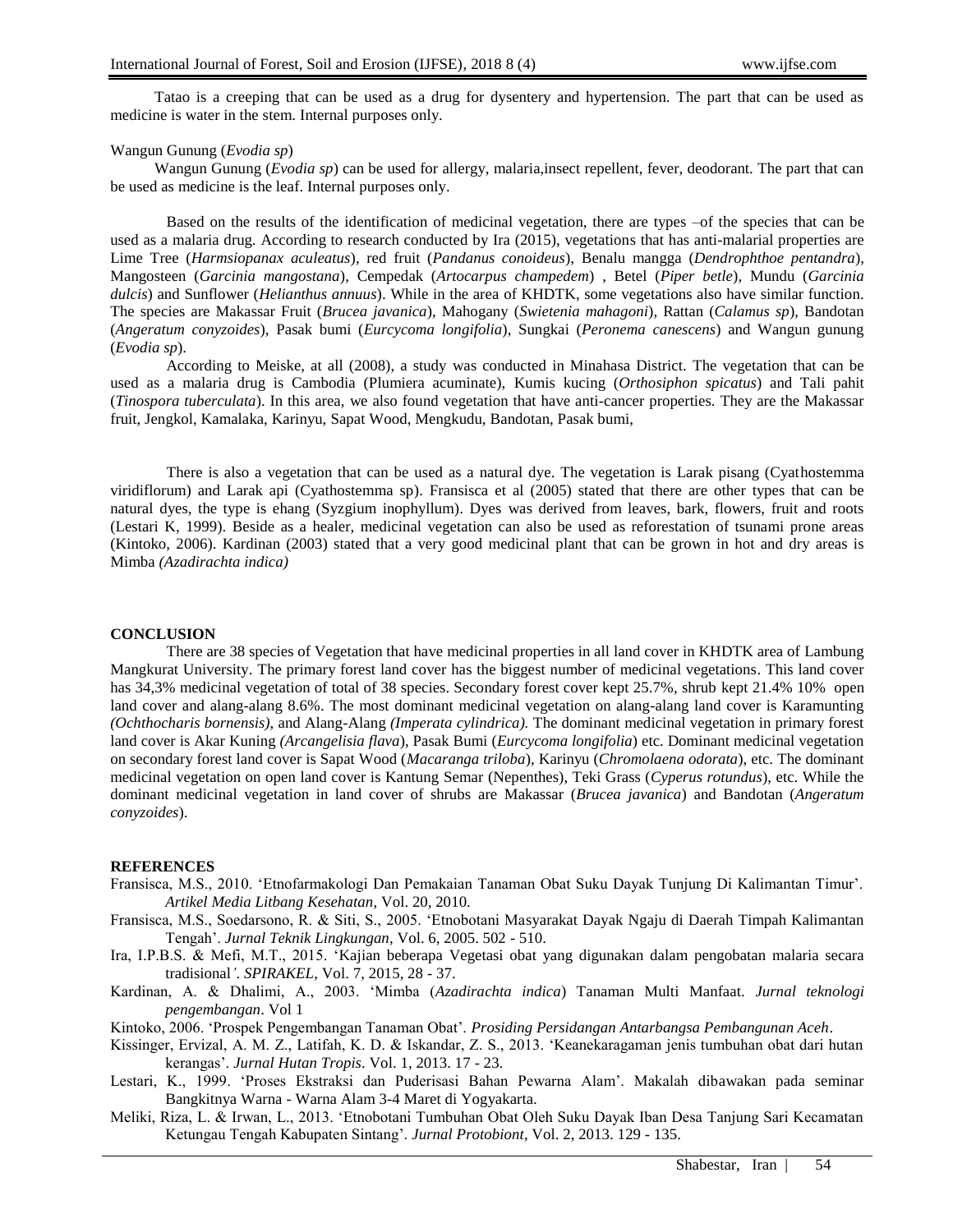Tatao is a creeping that can be used as a drug for dysentery and hypertension. The part that can be used as medicine is water in the stem. Internal purposes only.

Wangun Gunung (*Evodia sp*)

Wangun Gunung (*Evodia sp*) can be used for allergy, malaria,insect repellent, fever, deodorant. The part that can be used as medicine is the leaf. Internal purposes only.

Based on the results of the identification of medicinal vegetation, there are types –of the species that can be used as a malaria drug. According to research conducted by Ira (2015), vegetations that has anti-malarial properties are Lime Tree (*Harmsiopanax aculeatus*), red fruit (*Pandanus conoideus*), Benalu mangga (*Dendrophthoe pentandra*), Mangosteen (*Garcinia mangostana*), Cempedak (*Artocarpus champedem*) , Betel (*Piper betle*), Mundu (*Garcinia dulcis*) and Sunflower (*Helianthus annuus*). While in the area of KHDTK, some vegetations also have similar function. The species are Makassar Fruit (*Brucea javanica*), Mahogany (*Swietenia mahagoni*), Rattan (*Calamus sp*), Bandotan (*Angeratum conyzoides*), Pasak bumi (*Eurcycoma longifolia*), Sungkai (*Peronema canescens*) and Wangun gunung (*Evodia sp*).

According to Meiske, at all (2008), a study was conducted in Minahasa District. The vegetation that can be used as a malaria drug is Cambodia (Plumiera acuminate), Kumis kucing (*Orthosiphon spicatus*) and Tali pahit (*Tinospora tuberculata*). In this area, we also found vegetation that have anti-cancer properties. They are the Makassar fruit, Jengkol, Kamalaka, Karinyu, Sapat Wood, Mengkudu, Bandotan, Pasak bumi,

There is also a vegetation that can be used as a natural dye. The vegetation is Larak pisang (Cyathostemma viridiflorum) and Larak api (Cyathostemma sp). Fransisca et al (2005) stated that there are other types that can be natural dyes, the type is ehang (Syzgium inophyllum). Dyes was derived from leaves, bark, flowers, fruit and roots (Lestari K, 1999). Beside as a healer, medicinal vegetation can also be used as reforestation of tsunami prone areas (Kintoko, 2006). Kardinan (2003) stated that a very good medicinal plant that can be grown in hot and dry areas is Mimba *(Azadirachta indica)*

## CONCLUSION

There are 38 species of Vegetation that have medicinal properties in all land cover in KHDTK area of Lambung Mangkurat University. The primary forest land cover has the biggest number of medicinal vegetations. This land cover has 34,3% medicinal vegetation of total of 38 species. Secondary forest cover kept 25.7%, shrub kept 21.4% 10% open land cover and alang-alang 8.6%. The most dominant medicinal vegetation on alang-alang land cover is Karamunting *(Ochthocharis bornensis)*, and Alang-Alang *(Imperata cylindrica).* The dominant medicinal vegetation in primary forest land cover is Akar Kuning *(Arcangelisia flava*), Pasak Bumi (*Eurcycoma longifolia*) etc. Dominant medicinal vegetation on secondary forest land cover is Sapat Wood (*Macaranga triloba*), Karinyu (*Chromolaena odorata*), etc. The dominant medicinal vegetation on open land cover is Kantung Semar (Nepenthes), Teki Grass (*Cyperus rotundus*), etc. While the dominant medicinal vegetation in land cover of shrubs are Makassar (*Brucea javanica*) and Bandotan (*Angeratum conyzoides*).

## REFERENCES

Fransisca, M.S., 2010. 'Etnofarmakologi Dan Pemakaian Tanaman Obat Suku Dayak Tunjung Di Kalimantan Timur'. *Artikel Media Litbang Kesehatan,* Vol. 20, 2010.

Fransisca, M.S., Soedarsono, R. & Siti, S., 2005. 'Etnobotani Masyarakat Dayak Ngaju di Daerah Timpah Kalimantan Tengah'. *Jurnal Teknik Lingkungan,* Vol. 6, 2005. 502 - 510.

Ira, I.P.B.S. & Mefi, M.T., 2015. 'Kajian beberapa Vegetasi obat yang digunakan dalam pengobatan malaria secara tradisional*'*. *SPIRAKEL*, Vol. 7, 2015, 28 - 37.

Kardinan, A. & Dhalimi, A., 2003. 'Mimba (*Azadirachta indica*) Tanaman Multi Manfaat. *Jurnal teknologi pengembangan*. Vol 1

Kintoko, 2006. 'Prospek Pengembangan Tanaman Obat'. *Prosiding Persidangan Antarbangsa Pembangunan Aceh*.

Kissinger, Ervizal, A. M. Z., Latifah, K. D. & Iskandar, Z. S., 2013. 'Keanekaragaman jenis tumbuhan obat dari hutan kerangas'. *Jurnal Hutan Tropis*. Vol. 1, 2013. 17 - 23.

Lestari, K., 1999. 'Proses Ekstraksi dan Puderisasi Bahan Pewarna Alam'. Makalah dibawakan pada seminar Bangkitnya Warna - Warna Alam 3-4 Maret di Yogyakarta.

Meliki, Riza, L. & Irwan, L., 2013. 'Etnobotani Tumbuhan Obat Oleh Suku Dayak Iban Desa Tanjung Sari Kecamatan Ketungau Tengah Kabupaten Sintang'. *Jurnal Protobiont*, Vol. 2, 2013. 129 - 135.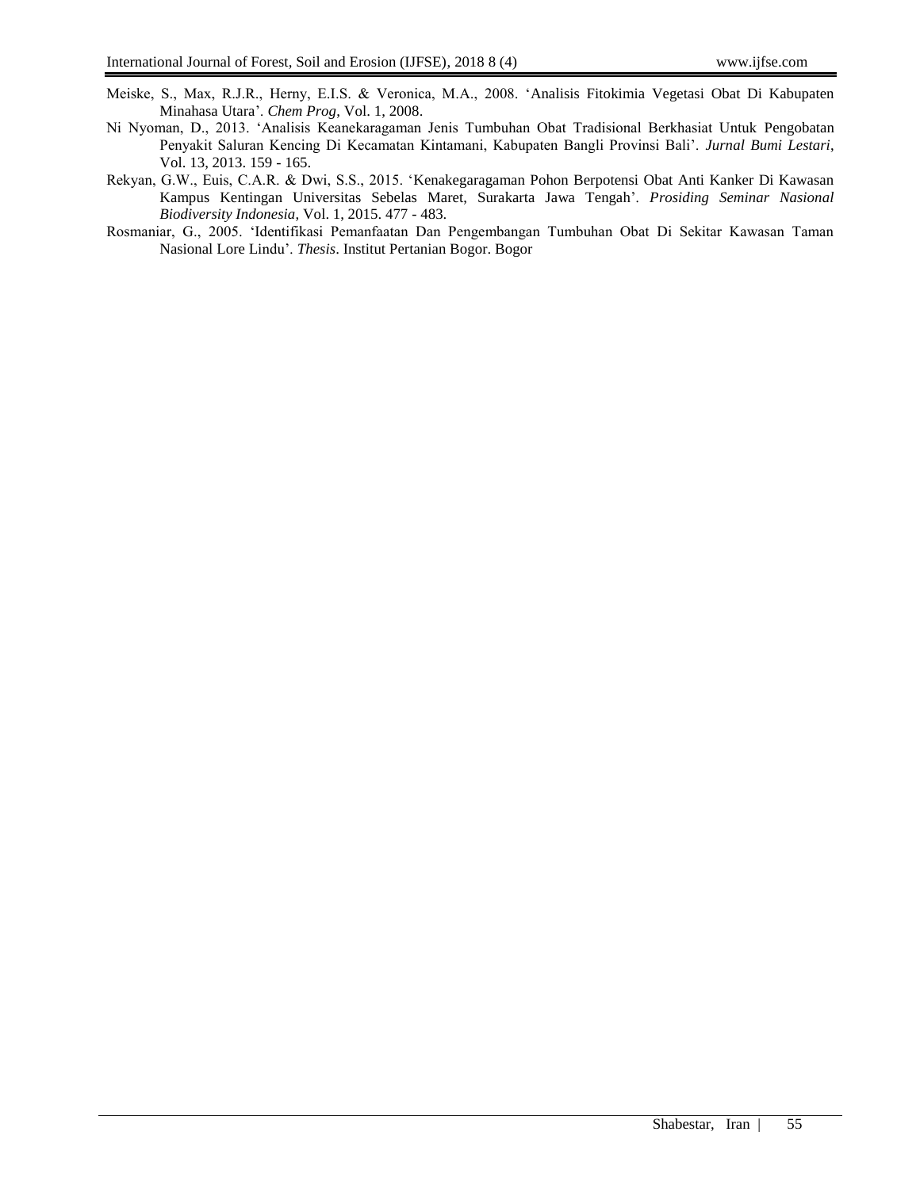Meiske, S., Max, R.J.R., Herny, E.I.S. & Veronica, M.A., 2008. 'Analisis Fitokimia Vegetasi Obat Di Kabupaten Minahasa Utara'. *Chem Prog*, Vol. 1, 2008.

Ni Nyoman, D., 2013. 'Analisis Keanekaragaman Jenis Tumbuhan Obat Tradisional Berkhasiat Untuk Pengobatan Penyakit Saluran Kencing Di Kecamatan Kintamani, Kabupaten Bangli Provinsi Bali'. *Jurnal Bumi Lestari*, Vol. 13, 2013. 159 - 165.

Rekyan, G.W., Euis, C.A.R. & Dwi, S.S., 2015. 'Kenakegaragaman Pohon Berpotensi Obat Anti Kanker Di Kawasan Kampus Kentingan Universitas Sebelas Maret, Surakarta Jawa Tengah'. *Prosiding Seminar Nasional Biodiversity Indonesia*, Vol. 1, 2015. 477 - 483.

Rosmaniar, G., 2005. 'Identifikasi Pemanfaatan Dan Pengembangan Tumbuhan Obat Di Sekitar Kawasan Taman Nasional Lore Lindu'. *Thesis*. Institut Pertanian Bogor. Bogor